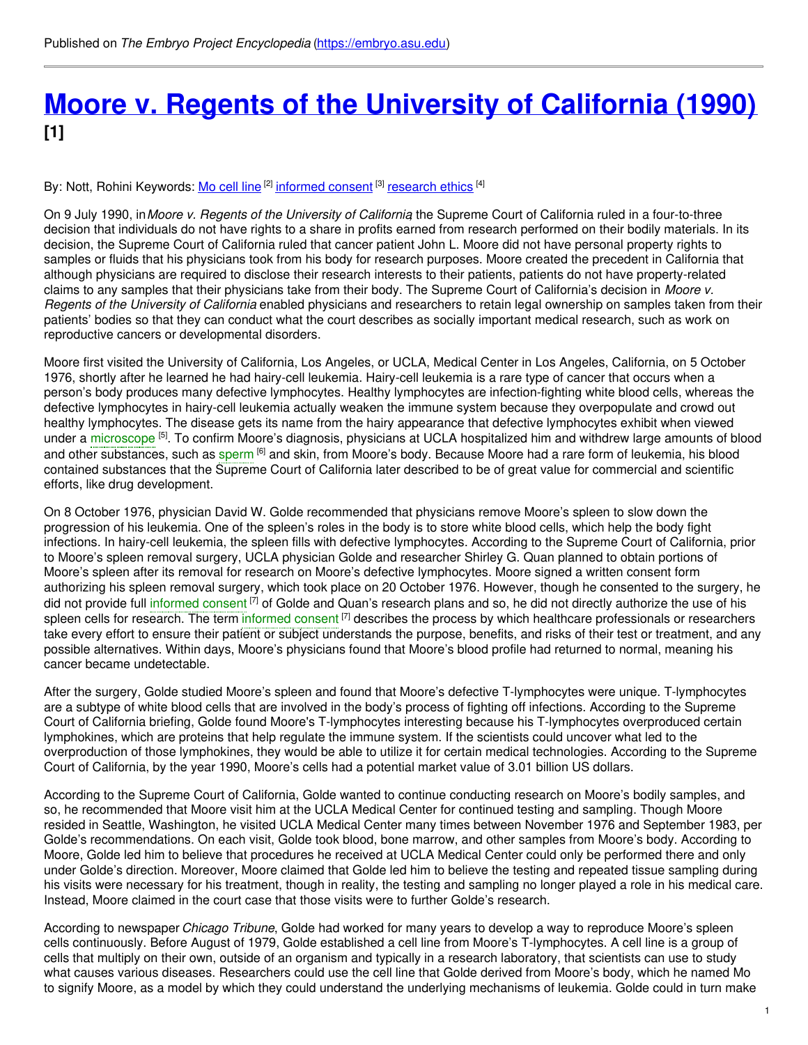Published on *The Embryo Project Encyclopedia* (https://embryo.asu.edu)

# Moore v. Regents of the University of California (1990) [1]

By: Nott, Rohini Keywords: Mo cell line [2] informed consent [3] research ethics [4]

On 9 July 1990, in *Moore v. Regents of the University of California*, the Supreme Court of California ruled in a four-to-three decision that individuals do not have rights to a share in profits earned from research performed on their bodily materials. In its decision, the Supreme Court of California ruled that cancer patient John L. Moore did not have personal property rights to samples or fluids that his physicians took from his body for research purposes. Moore created the precedent in California that although physicians are required to disclose their research interests to their patients, patients do not have property-related claims to any samples that their physicians take from their body. The Supreme Court of California's decision in *Moore v. Regents of the University of California* enabled physicians and researchers to retain legal ownership on samples taken from their patients' bodies so that they can conduct what the court describes as socially important medical research, such as work on reproductive cancers or developmental disorders.

Moore first visited the University of California, Los Angeles, or UCLA, Medical Center in Los Angeles, California, on 5 October 1976, shortly after he learned he had hairy-cell leukemia. Hairy-cell leukemia is a rare type of cancer that occurs when a person's body produces many defective lymphocytes. Healthy lymphocytes are infection-fighting white blood cells, whereas the defective lymphocytes in hairy-cell leukemia actually weaken the immune system because they overpopulate and crowd out healthy lymphocytes. The disease gets its name from the hairy appearance that defective lymphocytes exhibit when viewed under a microscope [5]. To confirm Moore's diagnosis, physicians at UCLA hospitalized him and withdrew large amounts of blood and other substances, such as sperm [6] and skin, from Moore's body. Because Moore had a rare form of leukemia, his blood contained substances that the Supreme Court of California later described to be of great value for commercial and scientific efforts, like drug development.

On 8 October 1976, physician David W. Golde recommended that physicians remove Moore's spleen to slow down the progression of his leukemia. One of the spleen's roles in the body is to store white blood cells, which help the body fight infections. In hairy-cell leukemia, the spleen fills with defective lymphocytes. According to the Supreme Court of California, prior to Moore's spleen removal surgery, UCLA physician Golde and researcher Shirley G. Quan planned to obtain portions of Moore's spleen after its removal for research on Moore's defective lymphocytes. Moore signed a written consent form authorizing his spleen removal surgery, which took place on 20 October 1976. However, though he consented to the surgery, he did not provide full informed consent [7] of Golde and Quan's research plans and so, he did not directly authorize the use of his spleen cells for research. The term informed consent [7] describes the process by which healthcare professionals or researchers take every effort to ensure their patient or subject understands the purpose, benefits, and risks of their test or treatment, and any possible alternatives. Within days, Moore's physicians found that Moore's blood profile had returned to normal, meaning his cancer became undetectable.

After the surgery, Golde studied Moore's spleen and found that Moore's defective T-lymphocytes were unique. T-lymphocytes are a subtype of white blood cells that are involved in the body's process of fighting off infections. According to the Supreme Court of California briefing, Golde found Moore's T-lymphocytes interesting because his T-lymphocytes overproduced certain lymphokines, which are proteins that help regulate the immune system. If the scientists could uncover what led to the overproduction of those lymphokines, they would be able to utilize it for certain medical technologies. According to the Supreme Court of California, by the year 1990, Moore's cells had a potential market value of 3.01 billion US dollars.

According to the Supreme Court of California, Golde wanted to continue conducting research on Moore's bodily samples, and so, he recommended that Moore visit him at the UCLA Medical Center for continued testing and sampling. Though Moore resided in Seattle, Washington, he visited UCLA Medical Center many times between November 1976 and September 1983, per Golde's recommendations. On each visit, Golde took blood, bone marrow, and other samples from Moore's body. According to Moore, Golde led him to believe that procedures he received at UCLA Medical Center could only be performed there and only under Golde's direction. Moreover, Moore claimed that Golde led him to believe the testing and repeated tissue sampling during his visits were necessary for his treatment, though in reality, the testing and sampling no longer played a role in his medical care. Instead, Moore claimed in the court case that those visits were to further Golde's research.

According to newspaper *Chicago Tribune*, Golde had worked for many years to develop a way to reproduce Moore's spleen cells continuously. Before August of 1979, Golde established a cell line from Moore's T-lymphocytes. A cell line is a group of cells that multiply on their own, outside of an organism and typically in a research laboratory, that scientists can use to study what causes various diseases. Researchers could use the cell line that Golde derived from Moore's body, which he named Mo to signify Moore, as a model by which they could understand the underlying mechanisms of leukemia. Golde could in turn make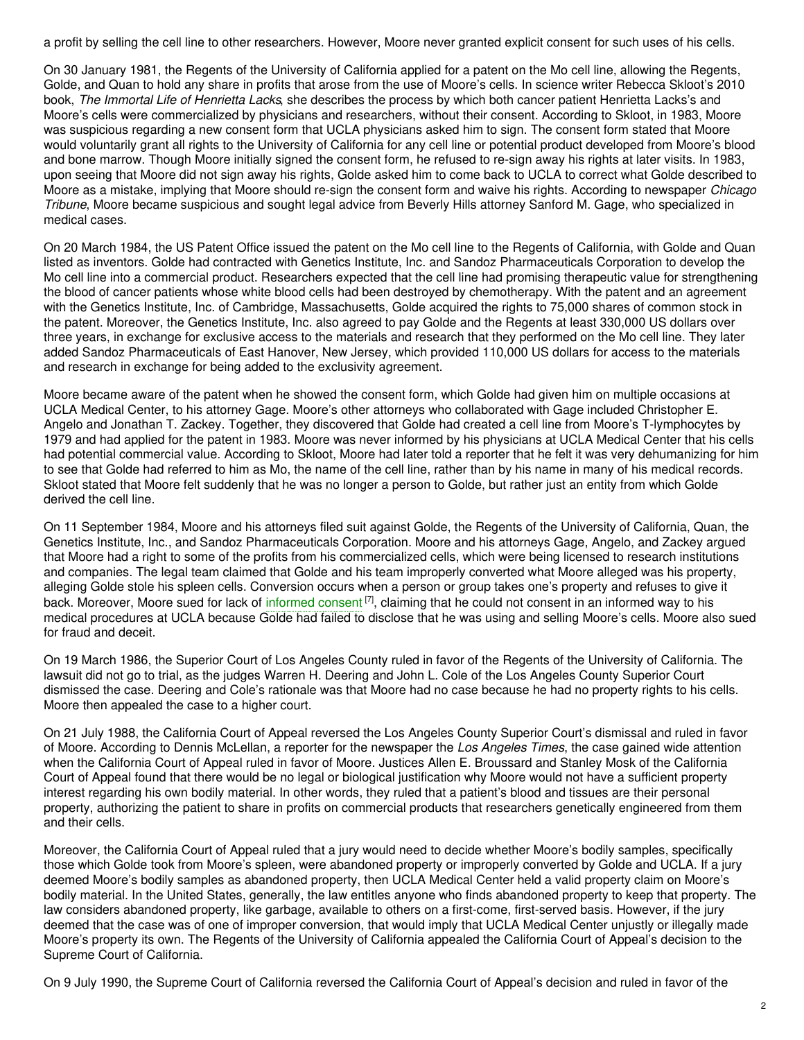a profit by selling the cell line to other researchers. However, Moore never granted explicit consent for such uses of his cells.

On 30 January 1981, the Regents of the University of California applied for a patent on the Mo cell line, allowing the Regents, Golde, and Quan to hold any share in profits that arose from the use of Moore's cells. In science writer Rebecca Skloot's 2010 book, *The Immortal Life of Henrietta Lacks*, she describes the process by which both cancer patient Henrietta Lacks's and Moore's cells were commercialized by physicians and researchers, without their consent. According to Skloot, in 1983, Moore was suspicious regarding a new consent form that UCLA physicians asked him to sign. The consent form stated that Moore would voluntarily grant all rights to the University of California for any cell line or potential product developed from Moore's blood and bone marrow. Though Moore initially signed the consent form, he refused to re-sign away his rights at later visits. In 1983, upon seeing that Moore did not sign away his rights, Golde asked him to come back to UCLA to correct what Golde described to Moore as a mistake, implying that Moore should re-sign the consent form and waive his rights. According to newspaper *Chicago Tribune*, Moore became suspicious and sought legal advice from Beverly Hills attorney Sanford M. Gage, who specialized in medical cases.

On 20 March 1984, the US Patent Office issued the patent on the Mo cell line to the Regents of California, with Golde and Quan listed as inventors. Golde had contracted with Genetics Institute, Inc. and Sandoz Pharmaceuticals Corporation to develop the Mo cell line into a commercial product. Researchers expected that the cell line had promising therapeutic value for strengthening the blood of cancer patients whose white blood cells had been destroyed by chemotherapy. With the patent and an agreement with the Genetics Institute, Inc. of Cambridge, Massachusetts, Golde acquired the rights to 75,000 shares of common stock in the patent. Moreover, the Genetics Institute, Inc. also agreed to pay Golde and the Regents at least 330,000 US dollars over three years, in exchange for exclusive access to the materials and research that they performed on the Mo cell line. They later added Sandoz Pharmaceuticals of East Hanover, New Jersey, which provided 110,000 US dollars for access to the materials and research in exchange for being added to the exclusivity agreement.

Moore became aware of the patent when he showed the consent form, which Golde had given him on multiple occasions at UCLA Medical Center, to his attorney Gage. Moore's other attorneys who collaborated with Gage included Christopher E. Angelo and Jonathan T. Zackey. Together, they discovered that Golde had created a cell line from Moore's T-lymphocytes by 1979 and had applied for the patent in 1983. Moore was never informed by his physicians at UCLA Medical Center that his cells had potential commercial value. According to Skloot, Moore had later told a reporter that he felt it was very dehumanizing for him to see that Golde had referred to him as Mo, the name of the cell line, rather than by his name in many of his medical records. Skloot stated that Moore felt suddenly that he was no longer a person to Golde, but rather just an entity from which Golde derived the cell line.

On 11 September 1984, Moore and his attorneys filed suit against Golde, the Regents of the University of California, Quan, the Genetics Institute, Inc., and Sandoz Pharmaceuticals Corporation. Moore and his attorneys Gage, Angelo, and Zackey argued that Moore had a right to some of the profits from his commercialized cells, which were being licensed to research institutions and companies. The legal team claimed that Golde and his team improperly converted what Moore alleged was his property, alleging Golde stole his spleen cells. Conversion occurs when a person or group takes one's property and refuses to give it back. Moreover, Moore sued for lack of informed consent [7], claiming that he could not consent in an informed way to his medical procedures at UCLA because Golde had failed to disclose that he was using and selling Moore's cells. Moore also sued for fraud and deceit.

On 19 March 1986, the Superior Court of Los Angeles County ruled in favor of the Regents of the University of California. The lawsuit did not go to trial, as the judges Warren H. Deering and John L. Cole of the Los Angeles County Superior Court dismissed the case. Deering and Cole's rationale was that Moore had no case because he had no property rights to his cells. Moore then appealed the case to a higher court.

On 21 July 1988, the California Court of Appeal reversed the Los Angeles County Superior Court's dismissal and ruled in favor of Moore. According to Dennis McLellan, a reporter for the newspaper the *Los Angeles Times*, the case gained wide attention when the California Court of Appeal ruled in favor of Moore. Justices Allen E. Broussard and Stanley Mosk of the California Court of Appeal found that there would be no legal or biological justification why Moore would not have a sufficient property interest regarding his own bodily material. In other words, they ruled that a patient's blood and tissues are their personal property, authorizing the patient to share in profits on commercial products that researchers genetically engineered from them and their cells.

Moreover, the California Court of Appeal ruled that a jury would need to decide whether Moore's bodily samples, specifically those which Golde took from Moore's spleen, were abandoned property or improperly converted by Golde and UCLA. If a jury deemed Moore's bodily samples as abandoned property, then UCLA Medical Center held a valid property claim on Moore's bodily material. In the United States, generally, the law entitles anyone who finds abandoned property to keep that property. The law considers abandoned property, like garbage, available to others on a first-come, first-served basis. However, if the jury deemed that the case was of one of improper conversion, that would imply that UCLA Medical Center unjustly or illegally made Moore's property its own. The Regents of the University of California appealed the California Court of Appeal's decision to the Supreme Court of California.

On 9 July 1990, the Supreme Court of California reversed the California Court of Appeal's decision and ruled in favor of the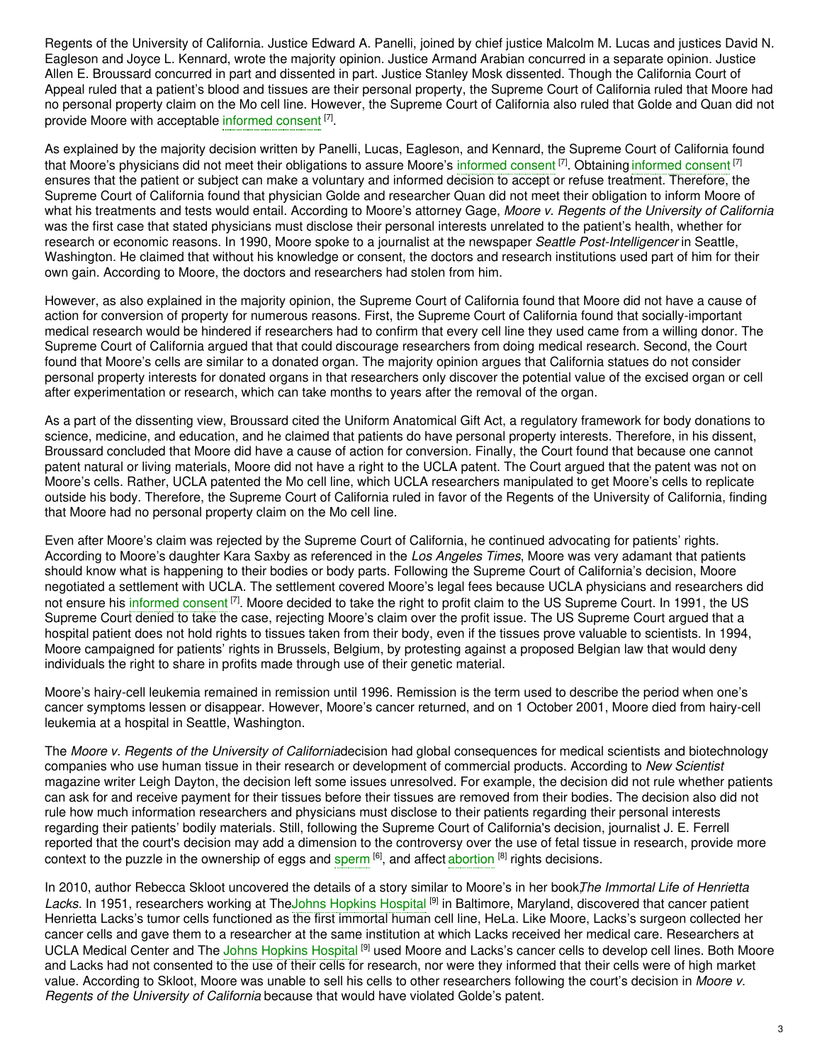Regents of the University of California. Justice Edward A. Panelli, joined by chief justice Malcolm M. Lucas and justices David N. Eagleson and Joyce L. Kennard, wrote the majority opinion. Justice Armand Arabian concurred in a separate opinion. Justice Allen E. Broussard concurred in part and dissented in part. Justice Stanley Mosk dissented. Though the California Court of Appeal ruled that a patient's blood and tissues are their personal property, the Supreme Court of California ruled that Moore had no personal property claim on the Mo cell line. However, the Supreme Court of California also ruled that Golde and Quan did not provide Moore with acceptable informed consent [7].

As explained by the majority decision written by Panelli, Lucas, Eagleson, and Kennard, the Supreme Court of California found that Moore's physicians did not meet their obligations to assure Moore's informed consent [7]. Obtaining informed consent [7] ensures that the patient or subject can make a voluntary and informed decision to accept or refuse treatment. Therefore, the Supreme Court of California found that physician Golde and researcher Quan did not meet their obligation to inform Moore of what his treatments and tests would entail. According to Moore's attorney Gage, *Moore v. Regents of the University of California* was the first case that stated physicians must disclose their personal interests unrelated to the patient's health, whether for research or economic reasons. In 1990, Moore spoke to a journalist at the newspaper *Seattle Post-Intelligencer* in Seattle, Washington. He claimed that without his knowledge or consent, the doctors and research institutions used part of him for their own gain. According to Moore, the doctors and researchers had stolen from him.

However, as also explained in the majority opinion, the Supreme Court of California found that Moore did not have a cause of action for conversion of property for numerous reasons. First, the Supreme Court of California found that socially-important medical research would be hindered if researchers had to confirm that every cell line they used came from a willing donor. The Supreme Court of California argued that that could discourage researchers from doing medical research. Second, the Court found that Moore's cells are similar to a donated organ. The majority opinion argues that California statues do not consider personal property interests for donated organs in that researchers only discover the potential value of the excised organ or cell after experimentation or research, which can take months to years after the removal of the organ.

As a part of the dissenting view, Broussard cited the Uniform Anatomical Gift Act, a regulatory framework for body donations to science, medicine, and education, and he claimed that patients do have personal property interests. Therefore, in his dissent, Broussard concluded that Moore did have a cause of action for conversion. Finally, the Court found that because one cannot patent natural or living materials, Moore did not have a right to the UCLA patent. The Court argued that the patent was not on Moore's cells. Rather, UCLA patented the Mo cell line, which UCLA researchers manipulated to get Moore's cells to replicate outside his body. Therefore, the Supreme Court of California ruled in favor of the Regents of the University of California, finding that Moore had no personal property claim on the Mo cell line.

Even after Moore's claim was rejected by the Supreme Court of California, he continued advocating for patients' rights. According to Moore's daughter Kara Saxby as referenced in the *Los Angeles Times*, Moore was very adamant that patients should know what is happening to their bodies or body parts. Following the Supreme Court of California's decision, Moore negotiated a settlement with UCLA. The settlement covered Moore's legal fees because UCLA physicians and researchers did not ensure his informed consent [7]. Moore decided to take the right to profit claim to the US Supreme Court. In 1991, the US Supreme Court denied to take the case, rejecting Moore's claim over the profit issue. The US Supreme Court argued that a hospital patient does not hold rights to tissues taken from their body, even if the tissues prove valuable to scientists. In 1994, Moore campaigned for patients' rights in Brussels, Belgium, by protesting against a proposed Belgian law that would deny individuals the right to share in profits made through use of their genetic material.

Moore's hairy-cell leukemia remained in remission until 1996. Remission is the term used to describe the period when one's cancer symptoms lessen or disappear. However, Moore's cancer returned, and on 1 October 2001, Moore died from hairy-cell leukemia at a hospital in Seattle, Washington.

The *Moore v. Regents of the University of California* decision had global consequences for medical scientists and biotechnology companies who use human tissue in their research or development of commercial products. According to *New Scientist* magazine writer Leigh Dayton, the decision left some issues unresolved. For example, the decision did not rule whether patients can ask for and receive payment for their tissues before their tissues are removed from their bodies. The decision also did not rule how much information researchers and physicians must disclose to their patients regarding their personal interests regarding their patients' bodily materials. Still, following the Supreme Court of California's decision, journalist J. E. Ferrell reported that the court's decision may add a dimension to the controversy over the use of fetal tissue in research, provide more context to the puzzle in the ownership of eggs and sperm [6], and affect abortion [8] rights decisions.

In 2010, author Rebecca Skloot uncovered the details of a story similar to Moore's in her book *The Immortal Life of Henrietta Lacks*. In 1951, researchers working at The Johns Hopkins Hospital [9] in Baltimore, Maryland, discovered that cancer patient Henrietta Lacks's tumor cells functioned as the first immortal human cell line, HeLa. Like Moore, Lacks's surgeon collected her cancer cells and gave them to a researcher at the same institution at which Lacks received her medical care. Researchers at UCLA Medical Center and The Johns Hopkins Hospital [9] used Moore and Lacks's cancer cells to develop cell lines. Both Moore and Lacks had not consented to the use of their cells for research, nor were they informed that their cells were of high market value. According to Skloot, Moore was unable to sell his cells to other researchers following the court's decision in *Moore v. Regents of the University of California* because that would have violated Golde's patent.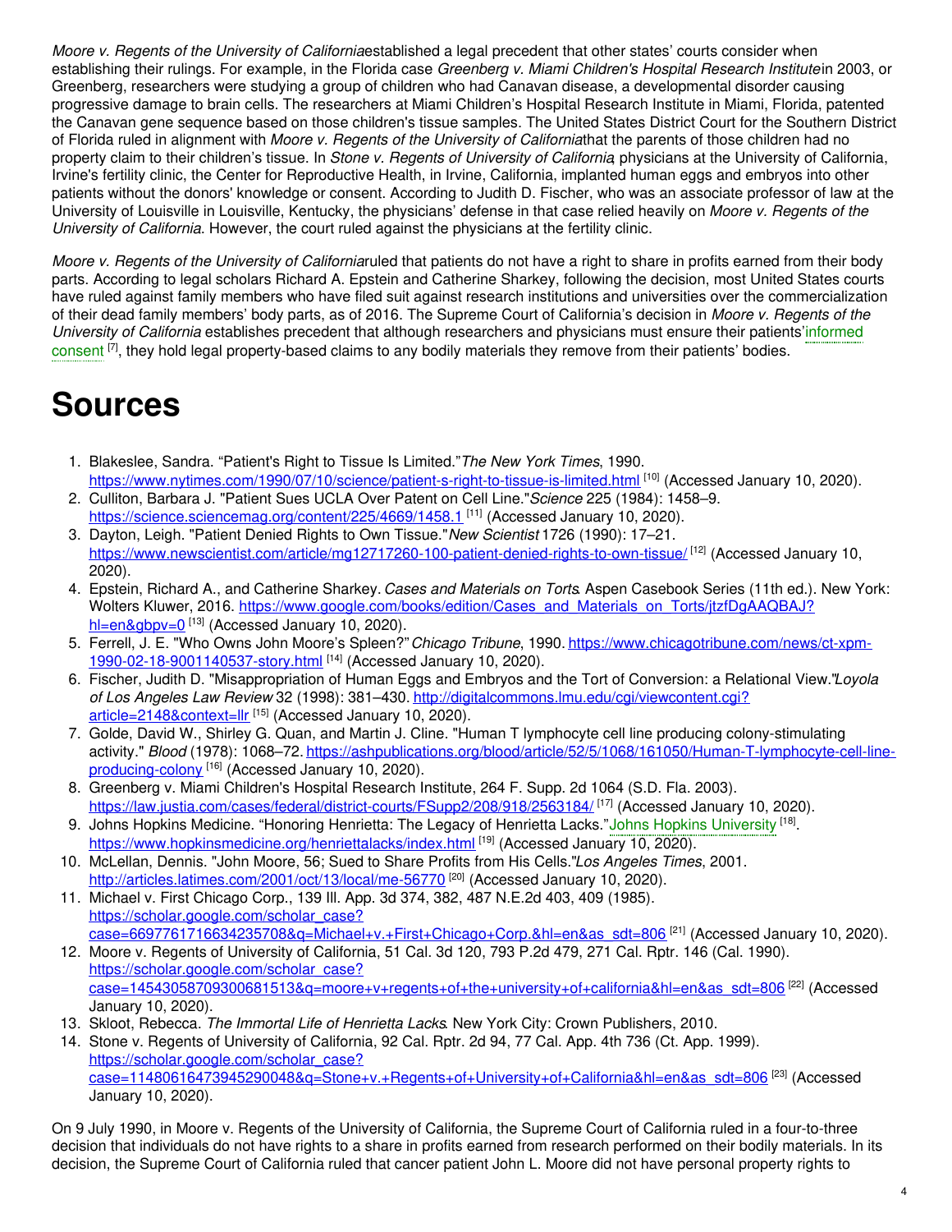*Moore v. Regents of the University of California* established a legal precedent that other states' courts consider when establishing their rulings. For example, in the Florida case *Greenberg v. Miami Children's Hospital Research Institute* in 2003, or Greenberg, researchers were studying a group of children who had Canavan disease, a developmental disorder causing progressive damage to brain cells. The researchers at Miami Children's Hospital Research Institute in Miami, Florida, patented the Canavan gene sequence based on those children's tissue samples. The United States District Court for the Southern District of Florida ruled in alignment with *Moore v. Regents of the University of California* that the parents of those children had no property claim to their children's tissue. In *Stone v. Regents of University of California*, physicians at the University of California, Irvine's fertility clinic, the Center for Reproductive Health, in Irvine, California, implanted human eggs and embryos into other patients without the donors' knowledge or consent. According to Judith D. Fischer, who was an associate professor of law at the University of Louisville in Louisville, Kentucky, the physicians' defense in that case relied heavily on *Moore v. Regents of the University of California*. However, the court ruled against the physicians at the fertility clinic.

*Moore v. Regents of the University of California* ruled that patients do not have a right to share in profits earned from their body parts. According to legal scholars Richard A. Epstein and Catherine Sharkey, following the decision, most United States courts have ruled against family members who have filed suit against research institutions and universities over the commercialization of their dead family members' body parts, as of 2016. The Supreme Court of California's decision in *Moore v. Regents of the University of California* establishes precedent that although researchers and physicians must ensure their patients' informed consent [7], they hold legal property-based claims to any bodily materials they remove from their patients' bodies.

# Sources

1. Blakeslee, Sandra. "Patient's Right to Tissue Is Limited." *The New York Times*, 1990. https://www.nytimes.com/1990/07/10/science/patient-s-right-to-tissue-is-limited.html [10] (Accessed January 10, 2020).
2. Culliton, Barbara J. "Patient Sues UCLA Over Patent on Cell Line." *Science* 225 (1984): 1458–9. https://science.sciencemag.org/content/225/4669/1458.1 [11] (Accessed January 10, 2020).
3. Dayton, Leigh. "Patient Denied Rights to Own Tissue." *New Scientist* 1726 (1990): 17–21. https://www.newscientist.com/article/mg12717260-100-patient-denied-rights-to-own-tissue/ [12] (Accessed January 10, 2020).
4. Epstein, Richard A., and Catherine Sharkey. *Cases and Materials on Torts*. Aspen Casebook Series (11th ed.). New York: Wolters Kluwer, 2016. https://www.google.com/books/edition/Cases_and_Materials_on_Torts/jtzfDgAAQBAJ?hl=en&gbpv=0 [13] (Accessed January 10, 2020).
5. Ferrell, J. E. "Who Owns John Moore's Spleen?" *Chicago Tribune*, 1990. https://www.chicagotribune.com/news/ct-xpm-1990-02-18-9001140537-story.html [14] (Accessed January 10, 2020).
6. Fischer, Judith D. "Misappropriation of Human Eggs and Embryos and the Tort of Conversion: a Relational View." *Loyola of Los Angeles Law Review* 32 (1998): 381–430. http://digitalcommons.lmu.edu/cgi/viewcontent.cgi?article=2148&context=llr [15] (Accessed January 10, 2020).
7. Golde, David W., Shirley G. Quan, and Martin J. Cline. "Human T lymphocyte cell line producing colony-stimulating activity." *Blood* (1978): 1068–72. https://ashpublications.org/blood/article/52/5/1068/161050/Human-T-lymphocyte-cell-line-producing-colony [16] (Accessed January 10, 2020).
8. Greenberg v. Miami Children's Hospital Research Institute, 264 F. Supp. 2d 1064 (S.D. Fla. 2003). https://law.justia.com/cases/federal/district-courts/FSupp2/208/918/2563184/ [17] (Accessed January 10, 2020).
9. Johns Hopkins Medicine. "Honoring Henrietta: The Legacy of Henrietta Lacks." Johns Hopkins University [18]. https://www.hopkinsmedicine.org/henriettalacks/index.html [19] (Accessed January 10, 2020).
10. McLellan, Dennis. "John Moore, 56; Sued to Share Profits from His Cells." *Los Angeles Times*, 2001. http://articles.latimes.com/2001/oct/13/local/me-56770 [20] (Accessed January 10, 2020).
11. Michael v. First Chicago Corp., 139 Ill. App. 3d 374, 382, 487 N.E.2d 403, 409 (1985). https://scholar.google.com/scholar_case?case=6697761716634235708&q=Michael+v.+First+Chicago+Corp.&hl=en&as_sdt=806 [21] (Accessed January 10, 2020).
12. Moore v. Regents of University of California, 51 Cal. 3d 120, 793 P.2d 479, 271 Cal. Rptr. 146 (Cal. 1990). https://scholar.google.com/scholar_case?case=14543058709300681513&q=moore+v+regents+of+the+university+of+california&hl=en&as_sdt=806 [22] (Accessed January 10, 2020).
13. Skloot, Rebecca. *The Immortal Life of Henrietta Lacks*. New York City: Crown Publishers, 2010.
14. Stone v. Regents of University of California, 92 Cal. Rptr. 2d 94, 77 Cal. App. 4th 736 (Ct. App. 1999). https://scholar.google.com/scholar_case?case=11480616473945290048&q=Stone+v.+Regents+of+University+of+California&hl=en&as_sdt=806 [23] (Accessed January 10, 2020).

On 9 July 1990, in Moore v. Regents of the University of California, the Supreme Court of California ruled in a four-to-three decision that individuals do not have rights to a share in profits earned from research performed on their bodily materials. In its decision, the Supreme Court of California ruled that cancer patient John L. Moore did not have personal property rights to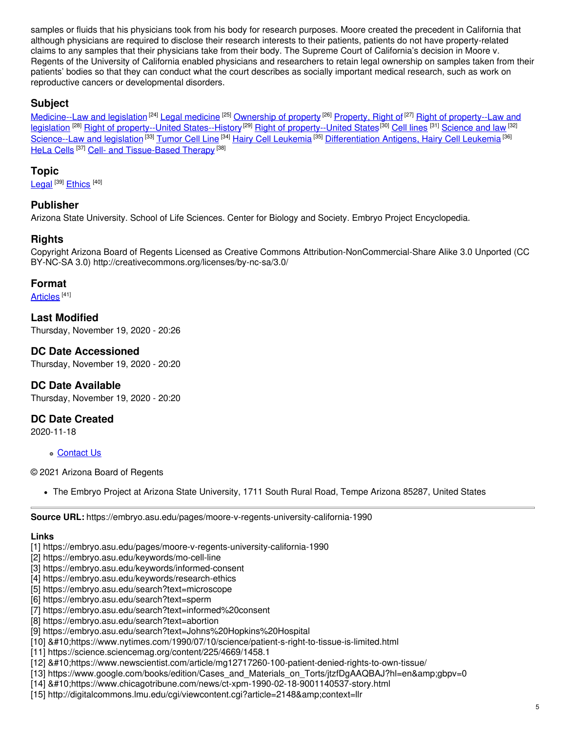samples or fluids that his physicians took from his body for research purposes. Moore created the precedent in California that although physicians are required to disclose their research interests to their patients, patients do not have property-related claims to any samples that their physicians take from their body. The Supreme Court of California's decision in Moore v. Regents of the University of California enabled physicians and researchers to retain legal ownership on samples taken from their patients' bodies so that they can conduct what the court describes as socially important medical research, such as work on reproductive cancers or developmental disorders.

## Subject

Medicine--Law and legislation [24] Legal medicine [25] Ownership of property [26] Property, Right of [27] Right of property--Law and legislation [28] Right of property--United States--History [29] Right of property--United States [30] Cell lines [31] Science and law [32] Science--Law and legislation [33] Tumor Cell Line [34] Hairy Cell Leukemia [35] Differentiation Antigens, Hairy Cell Leukemia [36] HeLa Cells [37] Cell- and Tissue-Based Therapy [38]

## Topic

Legal [39] Ethics [40]

## Publisher

Arizona State University. School of Life Sciences. Center for Biology and Society. Embryo Project Encyclopedia.

## Rights

Copyright Arizona Board of Regents Licensed as Creative Commons Attribution-NonCommercial-Share Alike 3.0 Unported (CC BY-NC-SA 3.0) http://creativecommons.org/licenses/by-nc-sa/3.0/

## Format

Articles [41]

## Last Modified

Thursday, November 19, 2020 - 20:26

## DC Date Accessioned

Thursday, November 19, 2020 - 20:20

## DC Date Available

Thursday, November 19, 2020 - 20:20

## DC Date Created

2020-11-18

- Contact Us

© 2021 Arizona Board of Regents

- The Embryo Project at Arizona State University, 1711 South Rural Road, Tempe Arizona 85287, United States

---

**Source URL:** https://embryo.asu.edu/pages/moore-v-regents-university-california-1990

**Links**

[1] https://embryo.asu.edu/pages/moore-v-regents-university-california-1990
[2] https://embryo.asu.edu/keywords/mo-cell-line
[3] https://embryo.asu.edu/keywords/informed-consent
[4] https://embryo.asu.edu/keywords/research-ethics
[5] https://embryo.asu.edu/search?text=microscope
[6] https://embryo.asu.edu/search?text=sperm
[7] https://embryo.asu.edu/search?text=informed%20consent
[8] https://embryo.asu.edu/search?text=abortion
[9] https://embryo.asu.edu/search?text=Johns%20Hopkins%20Hospital
[10] &#10;https://www.nytimes.com/1990/07/10/science/patient-s-right-to-tissue-is-limited.html
[11] https://science.sciencemag.org/content/225/4669/1458.1
[12] &#10;https://www.newscientist.com/article/mg12717260-100-patient-denied-rights-to-own-tissue/
[13] https://www.google.com/books/edition/Cases_and_Materials_on_Torts/jtzfDgAAQBAJ?hl=en&amp;gbpv=0
[14] &#10;https://www.chicagotribune.com/news/ct-xpm-1990-02-18-9001140537-story.html
[15] http://digitalcommons.lmu.edu/cgi/viewcontent.cgi?article=2148&amp;context=llr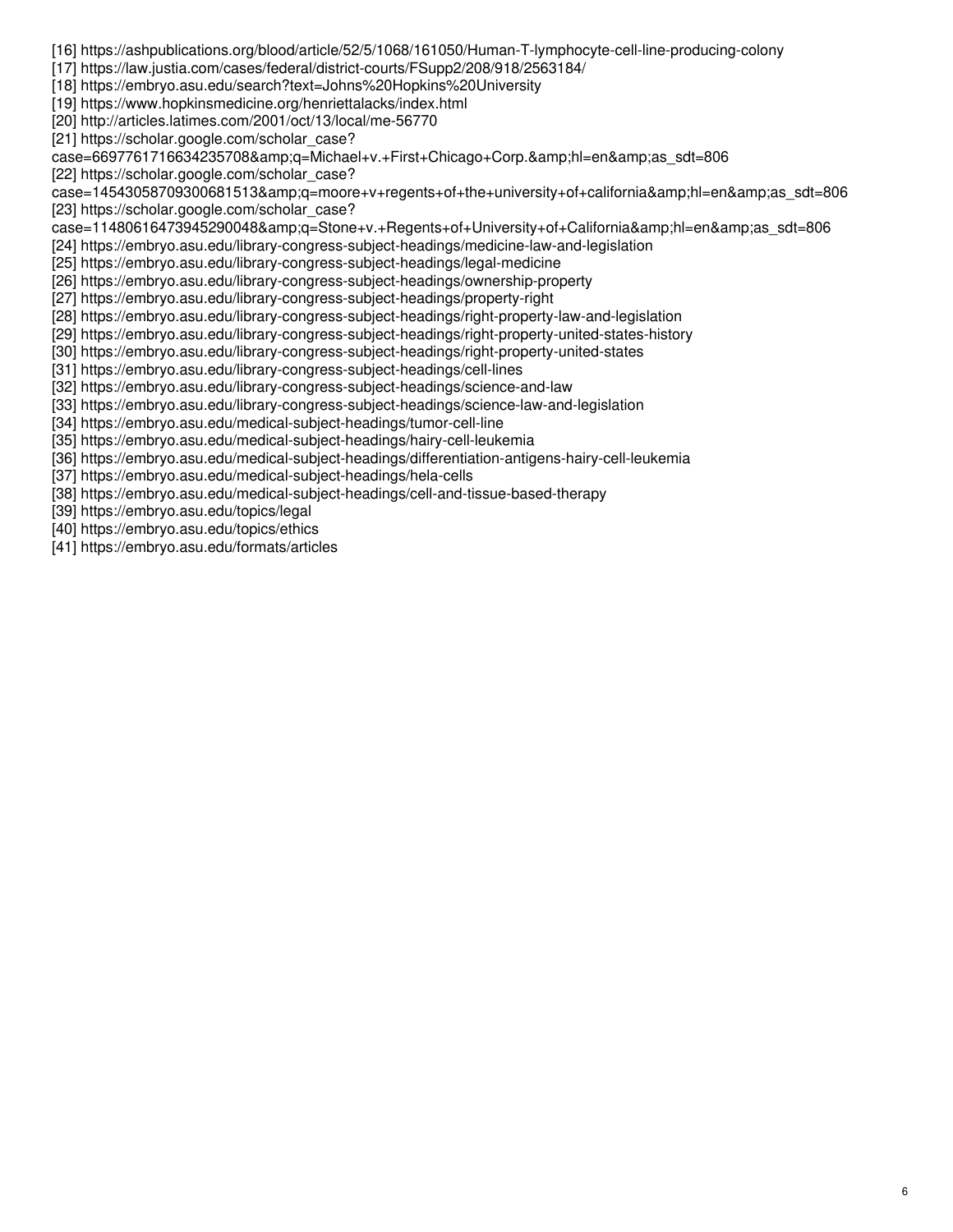[16] https://ashpublications.org/blood/article/52/5/1068/161050/Human-T-lymphocyte-cell-line-producing-colony
[17] https://law.justia.com/cases/federal/district-courts/FSupp2/208/918/2563184/
[18] https://embryo.asu.edu/search?text=Johns%20Hopkins%20University
[19] https://www.hopkinsmedicine.org/henriettalacks/index.html
[20] http://articles.latimes.com/2001/oct/13/local/me-56770
[21] https://scholar.google.com/scholar_case?case=6697761716634235708&amp;q=Michael+v.+First+Chicago+Corp.&amp;hl=en&amp;as_sdt=806
[22] https://scholar.google.com/scholar_case?case=14543058709300681513&amp;q=moore+v+regents+of+the+university+of+california&amp;hl=en&amp;as_sdt=806
[23] https://scholar.google.com/scholar_case?case=11480616473945290048&amp;q=Stone+v.+Regents+of+University+of+California&amp;hl=en&amp;as_sdt=806
[24] https://embryo.asu.edu/library-congress-subject-headings/medicine-law-and-legislation
[25] https://embryo.asu.edu/library-congress-subject-headings/legal-medicine
[26] https://embryo.asu.edu/library-congress-subject-headings/ownership-property
[27] https://embryo.asu.edu/library-congress-subject-headings/property-right
[28] https://embryo.asu.edu/library-congress-subject-headings/right-property-law-and-legislation
[29] https://embryo.asu.edu/library-congress-subject-headings/right-property-united-states-history
[30] https://embryo.asu.edu/library-congress-subject-headings/right-property-united-states
[31] https://embryo.asu.edu/library-congress-subject-headings/cell-lines
[32] https://embryo.asu.edu/library-congress-subject-headings/science-and-law
[33] https://embryo.asu.edu/library-congress-subject-headings/science-law-and-legislation
[34] https://embryo.asu.edu/medical-subject-headings/tumor-cell-line
[35] https://embryo.asu.edu/medical-subject-headings/hairy-cell-leukemia
[36] https://embryo.asu.edu/medical-subject-headings/differentiation-antigens-hairy-cell-leukemia
[37] https://embryo.asu.edu/medical-subject-headings/hela-cells
[38] https://embryo.asu.edu/medical-subject-headings/cell-and-tissue-based-therapy
[39] https://embryo.asu.edu/topics/legal
[40] https://embryo.asu.edu/topics/ethics
[41] https://embryo.asu.edu/formats/articles